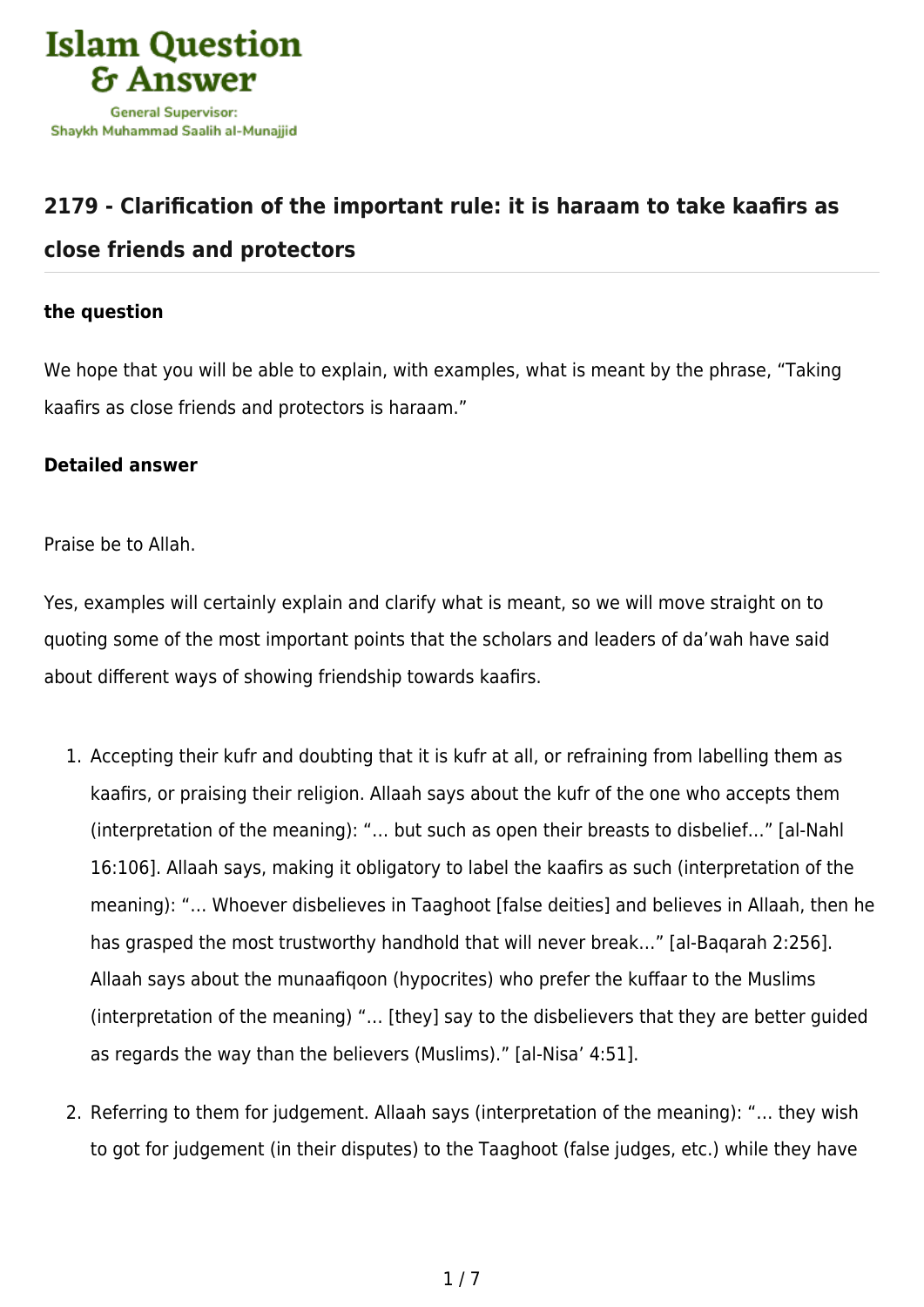Islam Question & Answer

General Supervisor:
Shaykh Muhammad Saalih al-Munajjid

## 2179 - Clarification of the important rule: it is haraam to take kaafirs as close friends and protectors

### the question

We hope that you will be able to explain, with examples, what is meant by the phrase, "Taking kaafirs as close friends and protectors is haraam."

### Detailed answer

Praise be to Allah.

Yes, examples will certainly explain and clarify what is meant, so we will move straight on to quoting some of the most important points that the scholars and leaders of da'wah have said about different ways of showing friendship towards kaafirs.

1. Accepting their kufr and doubting that it is kufr at all, or refraining from labelling them as kaafirs, or praising their religion. Allaah says about the kufr of the one who accepts them (interpretation of the meaning): "… but such as open their breasts to disbelief…" [al-Nahl 16:106]. Allaah says, making it obligatory to label the kaafirs as such (interpretation of the meaning): "… Whoever disbelieves in Taaghoot [false deities] and believes in Allaah, then he has grasped the most trustworthy handhold that will never break…" [al-Baqarah 2:256]. Allaah says about the munaafiqoon (hypocrites) who prefer the kuffaar to the Muslims (interpretation of the meaning) "… [they] say to the disbelievers that they are better guided as regards the way than the believers (Muslims)." [al-Nisa' 4:51].

2. Referring to them for judgement. Allaah says (interpretation of the meaning): "… they wish to got for judgement (in their disputes) to the Taaghoot (false judges, etc.) while they have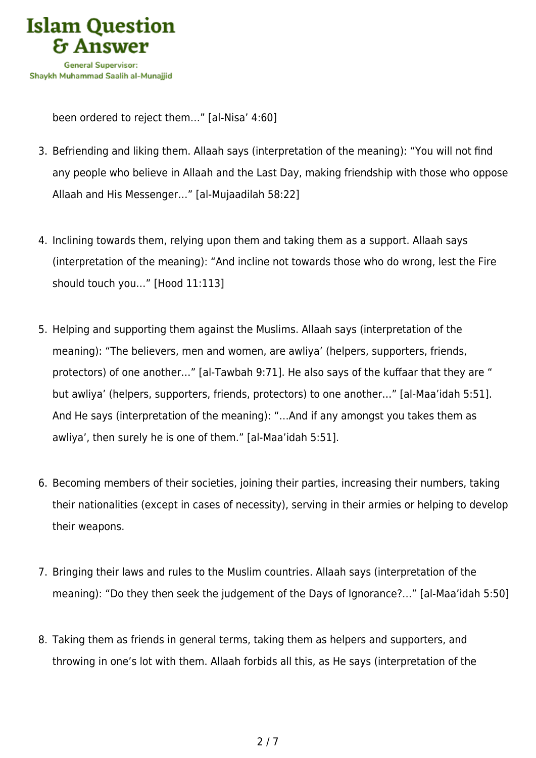been ordered to reject them…" [al-Nisa' 4:60]

3. Befriending and liking them. Allaah says (interpretation of the meaning): "You will not find any people who believe in Allaah and the Last Day, making friendship with those who oppose Allaah and His Messenger…" [al-Mujaadilah 58:22]

4. Inclining towards them, relying upon them and taking them as a support. Allaah says (interpretation of the meaning): "And incline not towards those who do wrong, lest the Fire should touch you…" [Hood 11:113]

5. Helping and supporting them against the Muslims. Allaah says (interpretation of the meaning): "The believers, men and women, are awliya' (helpers, supporters, friends, protectors) of one another…" [al-Tawbah 9:71]. He also says of the kuffaar that they are " but awliya' (helpers, supporters, friends, protectors) to one another…" [al-Maa'idah 5:51]. And He says (interpretation of the meaning): "…And if any amongst you takes them as awliya', then surely he is one of them." [al-Maa'idah 5:51].

6. Becoming members of their societies, joining their parties, increasing their numbers, taking their nationalities (except in cases of necessity), serving in their armies or helping to develop their weapons.

7. Bringing their laws and rules to the Muslim countries. Allaah says (interpretation of the meaning): "Do they then seek the judgement of the Days of Ignorance?…" [al-Maa'idah 5:50]

8. Taking them as friends in general terms, taking them as helpers and supporters, and throwing in one's lot with them. Allaah forbids all this, as He says (interpretation of the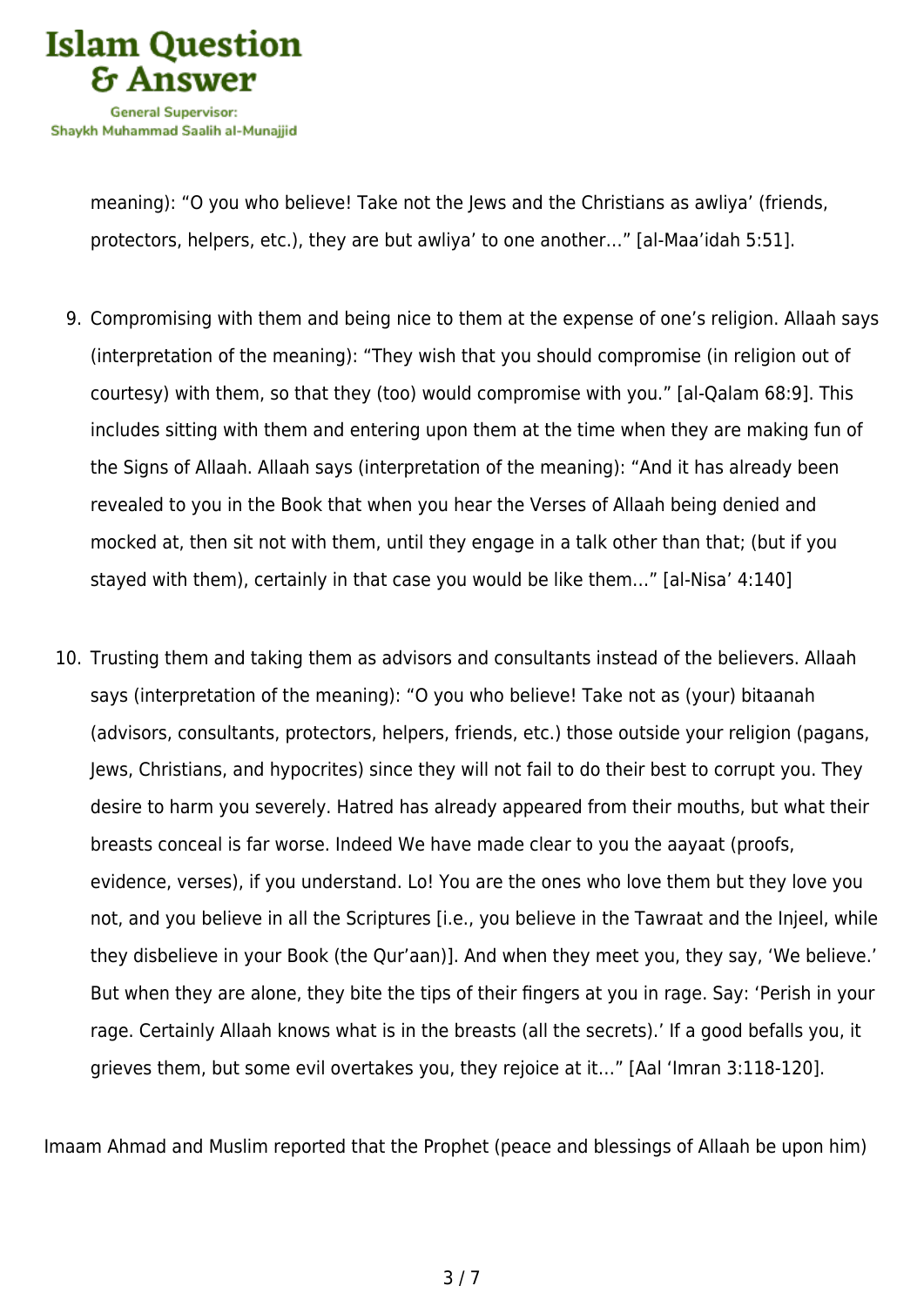meaning): "O you who believe! Take not the Jews and the Christians as awliya' (friends, protectors, helpers, etc.), they are but awliya' to one another…" [al-Maa'idah 5:51].

9. Compromising with them and being nice to them at the expense of one's religion. Allaah says (interpretation of the meaning): "They wish that you should compromise (in religion out of courtesy) with them, so that they (too) would compromise with you." [al-Qalam 68:9]. This includes sitting with them and entering upon them at the time when they are making fun of the Signs of Allaah. Allaah says (interpretation of the meaning): "And it has already been revealed to you in the Book that when you hear the Verses of Allaah being denied and mocked at, then sit not with them, until they engage in a talk other than that; (but if you stayed with them), certainly in that case you would be like them…" [al-Nisa' 4:140]

10. Trusting them and taking them as advisors and consultants instead of the believers. Allaah says (interpretation of the meaning): "O you who believe! Take not as (your) bitaanah (advisors, consultants, protectors, helpers, friends, etc.) those outside your religion (pagans, Jews, Christians, and hypocrites) since they will not fail to do their best to corrupt you. They desire to harm you severely. Hatred has already appeared from their mouths, but what their breasts conceal is far worse. Indeed We have made clear to you the aayaat (proofs, evidence, verses), if you understand. Lo! You are the ones who love them but they love you not, and you believe in all the Scriptures [i.e., you believe in the Tawraat and the Injeel, while they disbelieve in your Book (the Qur'aan)]. And when they meet you, they say, 'We believe.' But when they are alone, they bite the tips of their fingers at you in rage. Say: 'Perish in your rage. Certainly Allaah knows what is in the breasts (all the secrets).' If a good befalls you, it grieves them, but some evil overtakes you, they rejoice at it…" [Aal 'Imran 3:118-120].

Imaam Ahmad and Muslim reported that the Prophet (peace and blessings of Allaah be upon him)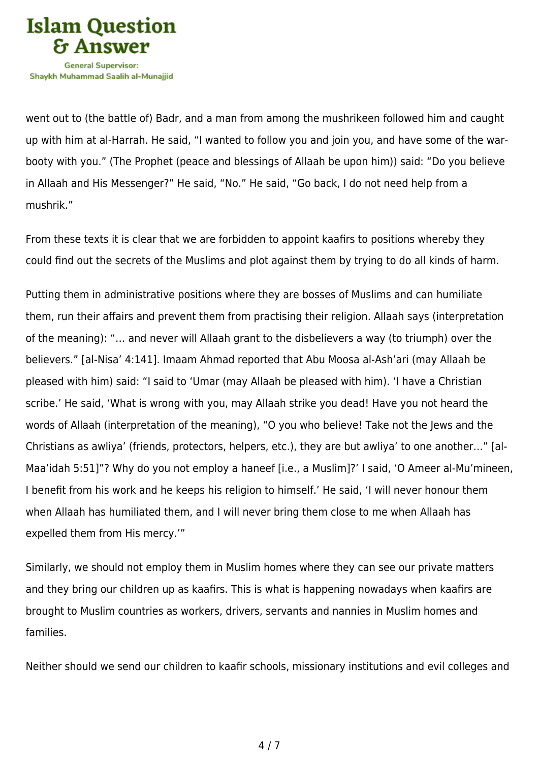went out to (the battle of) Badr, and a man from among the mushrikeen followed him and caught up with him at al-Harrah. He said, "I wanted to follow you and join you, and have some of the war-booty with you." (The Prophet (peace and blessings of Allaah be upon him)) said: "Do you believe in Allaah and His Messenger?" He said, "No." He said, "Go back, I do not need help from a mushrik."

From these texts it is clear that we are forbidden to appoint kaafirs to positions whereby they could find out the secrets of the Muslims and plot against them by trying to do all kinds of harm.

Putting them in administrative positions where they are bosses of Muslims and can humiliate them, run their affairs and prevent them from practising their religion. Allaah says (interpretation of the meaning): "… and never will Allaah grant to the disbelievers a way (to triumph) over the believers." [al-Nisa' 4:141]. Imaam Ahmad reported that Abu Moosa al-Ash'ari (may Allaah be pleased with him) said: "I said to 'Umar (may Allaah be pleased with him). 'I have a Christian scribe.' He said, 'What is wrong with you, may Allaah strike you dead! Have you not heard the words of Allaah (interpretation of the meaning), "O you who believe! Take not the Jews and the Christians as awliya' (friends, protectors, helpers, etc.), they are but awliya' to one another…" [al-Maa'idah 5:51]"? Why do you not employ a haneef [i.e., a Muslim]?' I said, 'O Ameer al-Mu'mineen, I benefit from his work and he keeps his religion to himself.' He said, 'I will never honour them when Allaah has humiliated them, and I will never bring them close to me when Allaah has expelled them from His mercy.'"

Similarly, we should not employ them in Muslim homes where they can see our private matters and they bring our children up as kaafirs. This is what is happening nowadays when kaafirs are brought to Muslim countries as workers, drivers, servants and nannies in Muslim homes and families.

Neither should we send our children to kaafir schools, missionary institutions and evil colleges and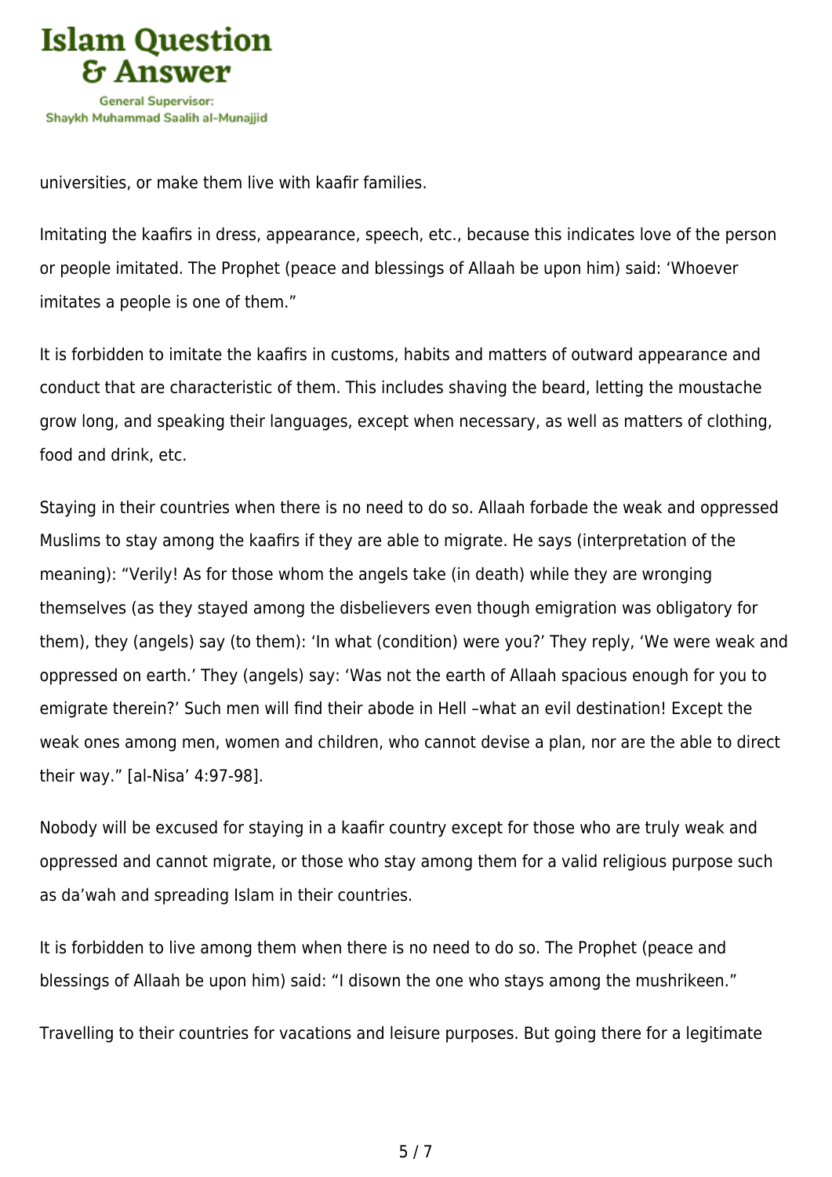universities, or make them live with kaafir families.

Imitating the kaafirs in dress, appearance, speech, etc., because this indicates love of the person or people imitated. The Prophet (peace and blessings of Allaah be upon him) said: 'Whoever imitates a people is one of them."

It is forbidden to imitate the kaafirs in customs, habits and matters of outward appearance and conduct that are characteristic of them. This includes shaving the beard, letting the moustache grow long, and speaking their languages, except when necessary, as well as matters of clothing, food and drink, etc.

Staying in their countries when there is no need to do so. Allaah forbade the weak and oppressed Muslims to stay among the kaafirs if they are able to migrate. He says (interpretation of the meaning): "Verily! As for those whom the angels take (in death) while they are wronging themselves (as they stayed among the disbelievers even though emigration was obligatory for them), they (angels) say (to them): 'In what (condition) were you?' They reply, 'We were weak and oppressed on earth.' They (angels) say: 'Was not the earth of Allaah spacious enough for you to emigrate therein?' Such men will find their abode in Hell –what an evil destination! Except the weak ones among men, women and children, who cannot devise a plan, nor are the able to direct their way." [al-Nisa' 4:97-98].

Nobody will be excused for staying in a kaafir country except for those who are truly weak and oppressed and cannot migrate, or those who stay among them for a valid religious purpose such as da'wah and spreading Islam in their countries.

It is forbidden to live among them when there is no need to do so. The Prophet (peace and blessings of Allaah be upon him) said: "I disown the one who stays among the mushrikeen."

Travelling to their countries for vacations and leisure purposes. But going there for a legitimate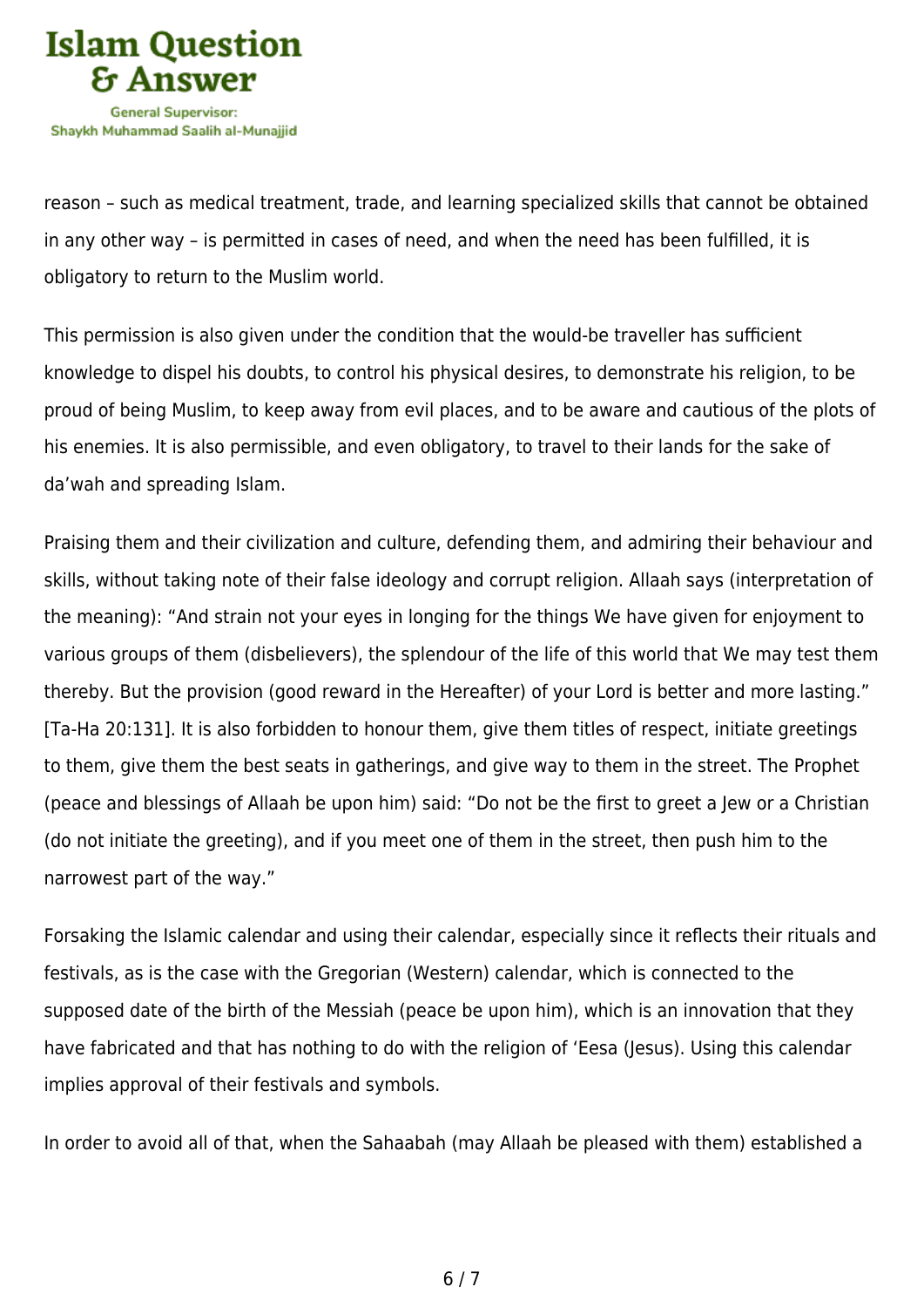reason – such as medical treatment, trade, and learning specialized skills that cannot be obtained in any other way – is permitted in cases of need, and when the need has been fulfilled, it is obligatory to return to the Muslim world.

This permission is also given under the condition that the would-be traveller has sufficient knowledge to dispel his doubts, to control his physical desires, to demonstrate his religion, to be proud of being Muslim, to keep away from evil places, and to be aware and cautious of the plots of his enemies. It is also permissible, and even obligatory, to travel to their lands for the sake of da'wah and spreading Islam.

Praising them and their civilization and culture, defending them, and admiring their behaviour and skills, without taking note of their false ideology and corrupt religion. Allaah says (interpretation of the meaning): "And strain not your eyes in longing for the things We have given for enjoyment to various groups of them (disbelievers), the splendour of the life of this world that We may test them thereby. But the provision (good reward in the Hereafter) of your Lord is better and more lasting." [Ta-Ha 20:131]. It is also forbidden to honour them, give them titles of respect, initiate greetings to them, give them the best seats in gatherings, and give way to them in the street. The Prophet (peace and blessings of Allaah be upon him) said: "Do not be the first to greet a Jew or a Christian (do not initiate the greeting), and if you meet one of them in the street, then push him to the narrowest part of the way."

Forsaking the Islamic calendar and using their calendar, especially since it reflects their rituals and festivals, as is the case with the Gregorian (Western) calendar, which is connected to the supposed date of the birth of the Messiah (peace be upon him), which is an innovation that they have fabricated and that has nothing to do with the religion of 'Eesa (Jesus). Using this calendar implies approval of their festivals and symbols.

In order to avoid all of that, when the Sahaabah (may Allaah be pleased with them) established a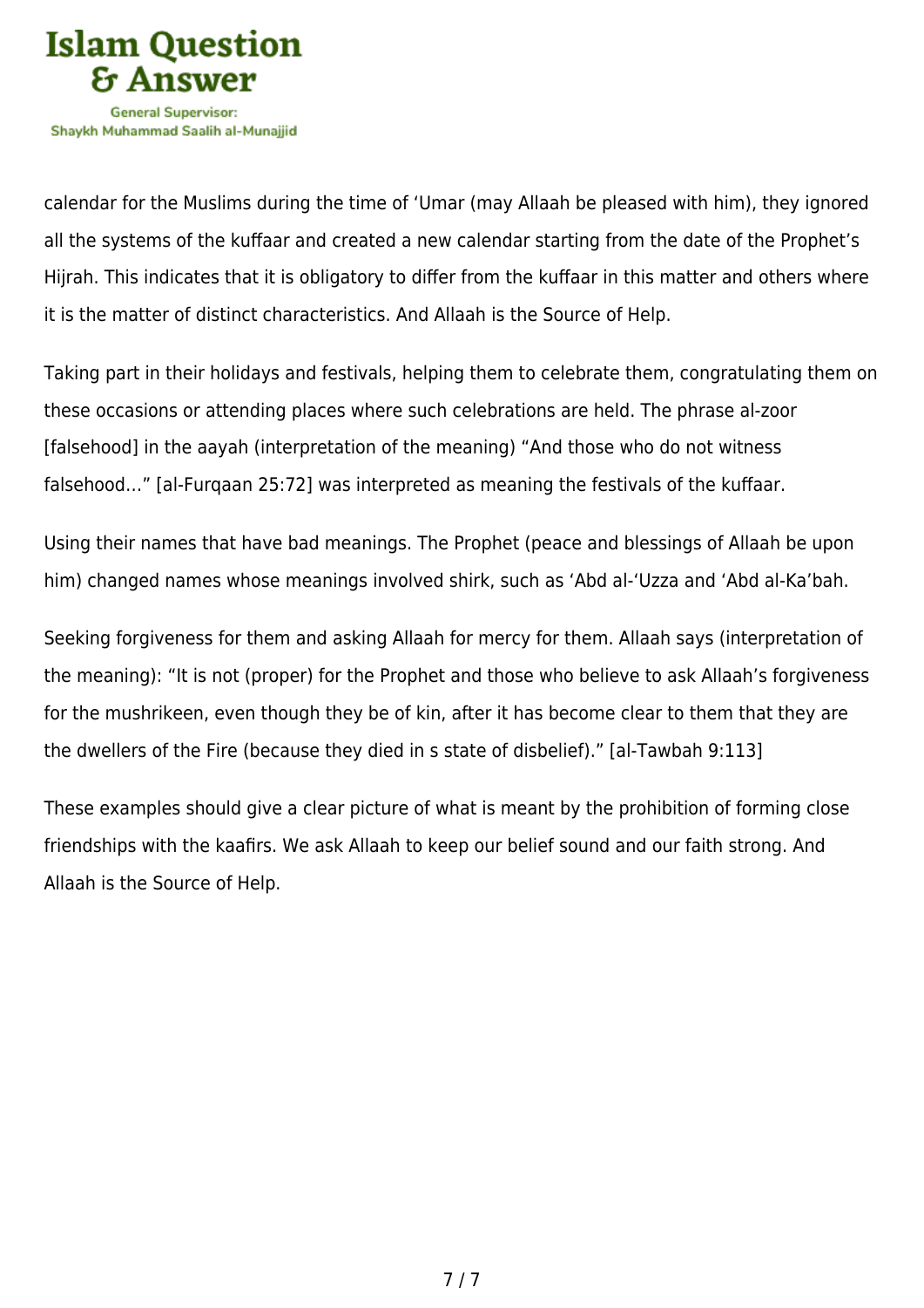calendar for the Muslims during the time of 'Umar (may Allaah be pleased with him), they ignored all the systems of the kuffaar and created a new calendar starting from the date of the Prophet's Hijrah. This indicates that it is obligatory to differ from the kuffaar in this matter and others where it is the matter of distinct characteristics. And Allaah is the Source of Help.

Taking part in their holidays and festivals, helping them to celebrate them, congratulating them on these occasions or attending places where such celebrations are held. The phrase al-zoor [falsehood] in the aayah (interpretation of the meaning) "And those who do not witness falsehood…" [al-Furqaan 25:72] was interpreted as meaning the festivals of the kuffaar.

Using their names that have bad meanings. The Prophet (peace and blessings of Allaah be upon him) changed names whose meanings involved shirk, such as 'Abd al-'Uzza and 'Abd al-Ka'bah.

Seeking forgiveness for them and asking Allaah for mercy for them. Allaah says (interpretation of the meaning): "It is not (proper) for the Prophet and those who believe to ask Allaah's forgiveness for the mushrikeen, even though they be of kin, after it has become clear to them that they are the dwellers of the Fire (because they died in s state of disbelief)." [al-Tawbah 9:113]

These examples should give a clear picture of what is meant by the prohibition of forming close friendships with the kaafirs. We ask Allaah to keep our belief sound and our faith strong. And Allaah is the Source of Help.